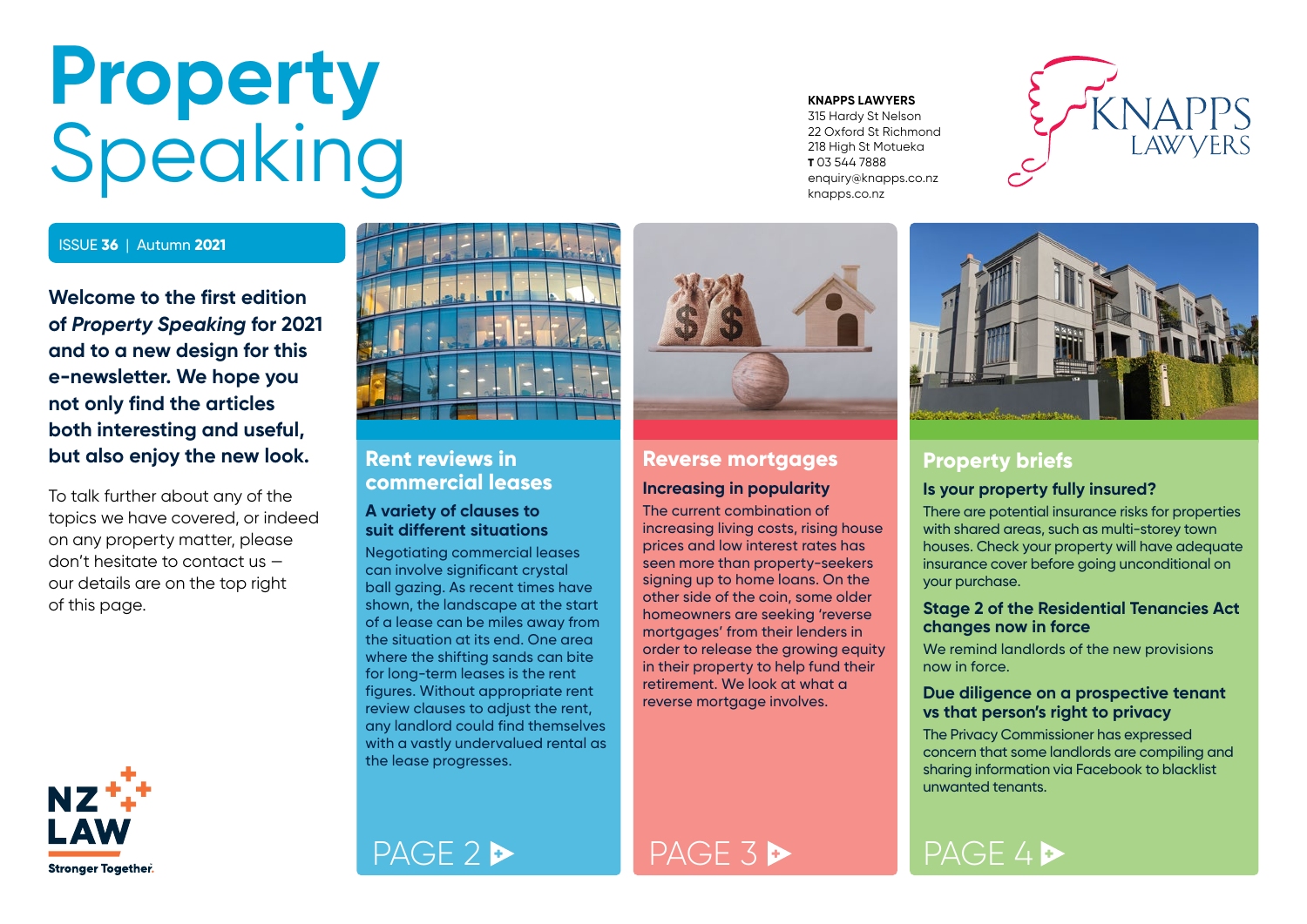# Property Speaking

**KNAPPS LAWYERS**
315 Hardy St Nelson
22 Oxford St Richmond
218 High St Motueka
**T** 03 544 7888
enquiry@knapps.co.nz
knapps.co.nz

ISSUE **36** | Autumn **2021**

**Welcome to the first edition of *Property Speaking* for 2021 and to a new design for this e-newsletter. We hope you not only find the articles both interesting and useful, but also enjoy the new look.**

To talk further about any of the topics we have covered, or indeed on any property matter, please don't hesitate to contact us – our details are on the top right of this page.

## Rent reviews in commercial leases

### A variety of clauses to suit different situations

Negotiating commercial leases can involve significant crystal ball gazing. As recent times have shown, the landscape at the start of a lease can be miles away from the situation at its end. One area where the shifting sands can bite for long-term leases is the rent figures. Without appropriate rent review clauses to adjust the rent, any landlord could find themselves with a vastly undervalued rental as the lease progresses.

PAGE 2

## Reverse mortgages

### Increasing in popularity

The current combination of increasing living costs, rising house prices and low interest rates has seen more than property-seekers signing up to home loans. On the other side of the coin, some older homeowners are seeking 'reverse mortgages' from their lenders in order to release the growing equity in their property to help fund their retirement. We look at what a reverse mortgage involves.

PAGE 3

## Property briefs

### Is your property fully insured?

There are potential insurance risks for properties with shared areas, such as multi-storey town houses. Check your property will have adequate insurance cover before going unconditional on your purchase.

### Stage 2 of the Residential Tenancies Act changes now in force

We remind landlords of the new provisions now in force.

### Due diligence on a prospective tenant vs that person's right to privacy

The Privacy Commissioner has expressed concern that some landlords are compiling and sharing information via Facebook to blacklist unwanted tenants.

PAGE 4

NZ LAW
Stronger Together.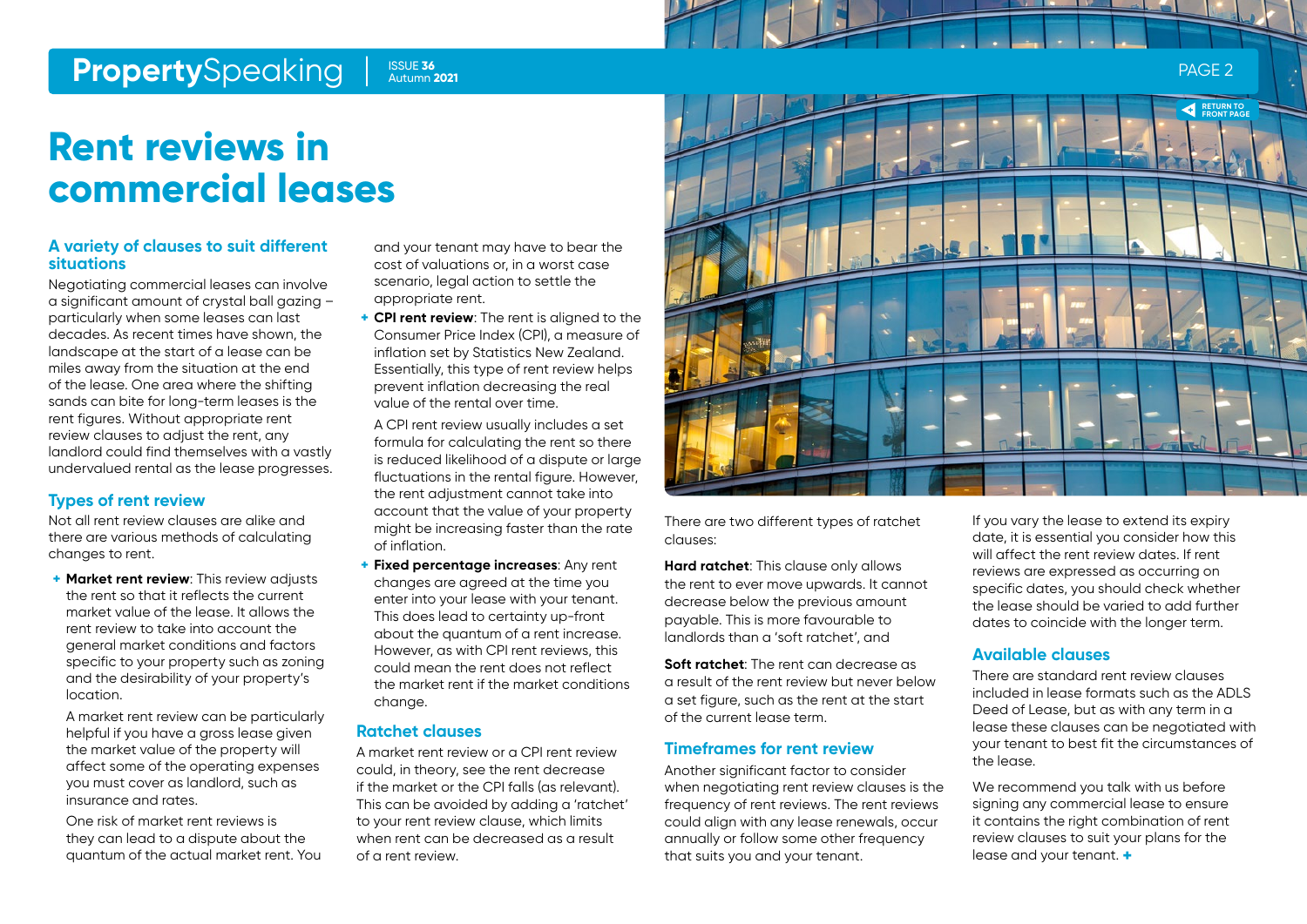# Rent reviews in commercial leases

## A variety of clauses to suit different situations

Negotiating commercial leases can involve a significant amount of crystal ball gazing – particularly when some leases can last decades. As recent times have shown, the landscape at the start of a lease can be miles away from the situation at the end of the lease. One area where the shifting sands can bite for long-term leases is the rent figures. Without appropriate rent review clauses to adjust the rent, any landlord could find themselves with a vastly undervalued rental as the lease progresses.

## Types of rent review

Not all rent review clauses are alike and there are various methods of calculating changes to rent.

- **Market rent review**: This review adjusts the rent so that it reflects the current market value of the lease. It allows the rent review to take into account the general market conditions and factors specific to your property such as zoning and the desirability of your property's location.

  A market rent review can be particularly helpful if you have a gross lease given the market value of the property will affect some of the operating expenses you must cover as landlord, such as insurance and rates.

  One risk of market rent reviews is they can lead to a dispute about the quantum of the actual market rent. You and your tenant may have to bear the cost of valuations or, in a worst case scenario, legal action to settle the appropriate rent.

- **CPI rent review**: The rent is aligned to the Consumer Price Index (CPI), a measure of inflation set by Statistics New Zealand. Essentially, this type of rent review helps prevent inflation decreasing the real value of the rental over time.

  A CPI rent review usually includes a set formula for calculating the rent so there is reduced likelihood of a dispute or large fluctuations in the rental figure. However, the rent adjustment cannot take into account that the value of your property might be increasing faster than the rate of inflation.

- **Fixed percentage increases**: Any rent changes are agreed at the time you enter into your lease with your tenant. This does lead to certainty up-front about the quantum of a rent increase. However, as with CPI rent reviews, this could mean the rent does not reflect the market rent if the market conditions change.

## Ratchet clauses

A market rent review or a CPI rent review could, in theory, see the rent decrease if the market or the CPI falls (as relevant). This can be avoided by adding a 'ratchet' to your rent review clause, which limits when rent can be decreased as a result of a rent review.

There are two different types of ratchet clauses:

**Hard ratchet**: This clause only allows the rent to ever move upwards. It cannot decrease below the previous amount payable. This is more favourable to landlords than a 'soft ratchet', and

**Soft ratchet**: The rent can decrease as a result of the rent review but never below a set figure, such as the rent at the start of the current lease term.

## Timeframes for rent review

Another significant factor to consider when negotiating rent review clauses is the frequency of rent reviews. The rent reviews could align with any lease renewals, occur annually or follow some other frequency that suits you and your tenant.

If you vary the lease to extend its expiry date, it is essential you consider how this will affect the rent review dates. If rent reviews are expressed as occurring on specific dates, you should check whether the lease should be varied to add further dates to coincide with the longer term.

## Available clauses

There are standard rent review clauses included in lease formats such as the ADLS Deed of Lease, but as with any term in a lease these clauses can be negotiated with your tenant to best fit the circumstances of the lease.

We recommend you talk with us before signing any commercial lease to ensure it contains the right combination of rent review clauses to suit your plans for the lease and your tenant. +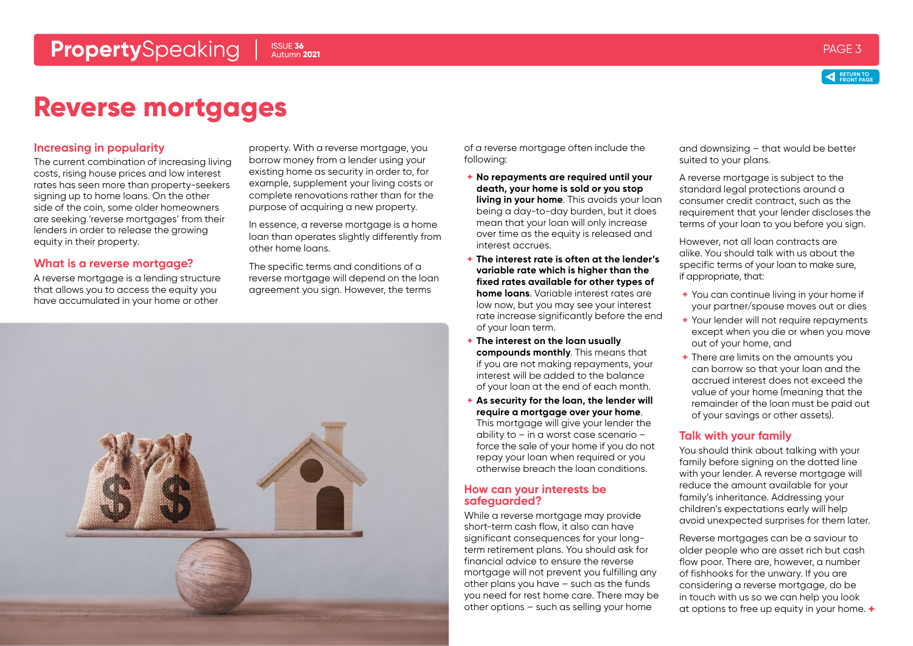# Reverse mortgages

## Increasing in popularity

The current combination of increasing living costs, rising house prices and low interest rates has seen more than property-seekers signing up to home loans. On the other side of the coin, some older homeowners are seeking 'reverse mortgages' from their lenders in order to release the growing equity in their property.

## What is a reverse mortgage?

A reverse mortgage is a lending structure that allows you to access the equity you have accumulated in your home or other property. With a reverse mortgage, you borrow money from a lender using your existing home as security in order to, for example, supplement your living costs or complete renovations rather than for the purpose of acquiring a new property.

In essence, a reverse mortgage is a home loan than operates slightly differently from other home loans.

The specific terms and conditions of a reverse mortgage will depend on the loan agreement you sign. However, the terms of a reverse mortgage often include the following:

- **No repayments are required until your death, your home is sold or you stop living in your home**. This avoids your loan being a day-to-day burden, but it does mean that your loan will only increase over time as the equity is released and interest accrues.
- **The interest rate is often at the lender's variable rate which is higher than the fixed rates available for other types of home loans**. Variable interest rates are low now, but you may see your interest rate increase significantly before the end of your loan term.
- **The interest on the loan usually compounds monthly**. This means that if you are not making repayments, your interest will be added to the balance of your loan at the end of each month.
- **As security for the loan, the lender will require a mortgage over your home**. This mortgage will give your lender the ability to – in a worst case scenario – force the sale of your home if you do not repay your loan when required or you otherwise breach the loan conditions.

## How can your interests be safeguarded?

While a reverse mortgage may provide short-term cash flow, it also can have significant consequences for your long-term retirement plans. You should ask for financial advice to ensure the reverse mortgage will not prevent you fulfilling any other plans you have – such as the funds you need for rest home care. There may be other options – such as selling your home and downsizing – that would be better suited to your plans.

A reverse mortgage is subject to the standard legal protections around a consumer credit contract, such as the requirement that your lender discloses the terms of your loan to you before you sign.

However, not all loan contracts are alike. You should talk with us about the specific terms of your loan to make sure, if appropriate, that:

- You can continue living in your home if your partner/spouse moves out or dies
- Your lender will not require repayments except when you die or when you move out of your home, and
- There are limits on the amounts you can borrow so that your loan and the accrued interest does not exceed the value of your home (meaning that the remainder of the loan must be paid out of your savings or other assets).

## Talk with your family

You should think about talking with your family before signing on the dotted line with your lender. A reverse mortgage will reduce the amount available for your family's inheritance. Addressing your children's expectations early will help avoid unexpected surprises for them later.

Reverse mortgages can be a saviour to older people who are asset rich but cash flow poor. There are, however, a number of fishhooks for the unwary. If you are considering a reverse mortgage, do be in touch with us so we can help you look at options to free up equity in your home.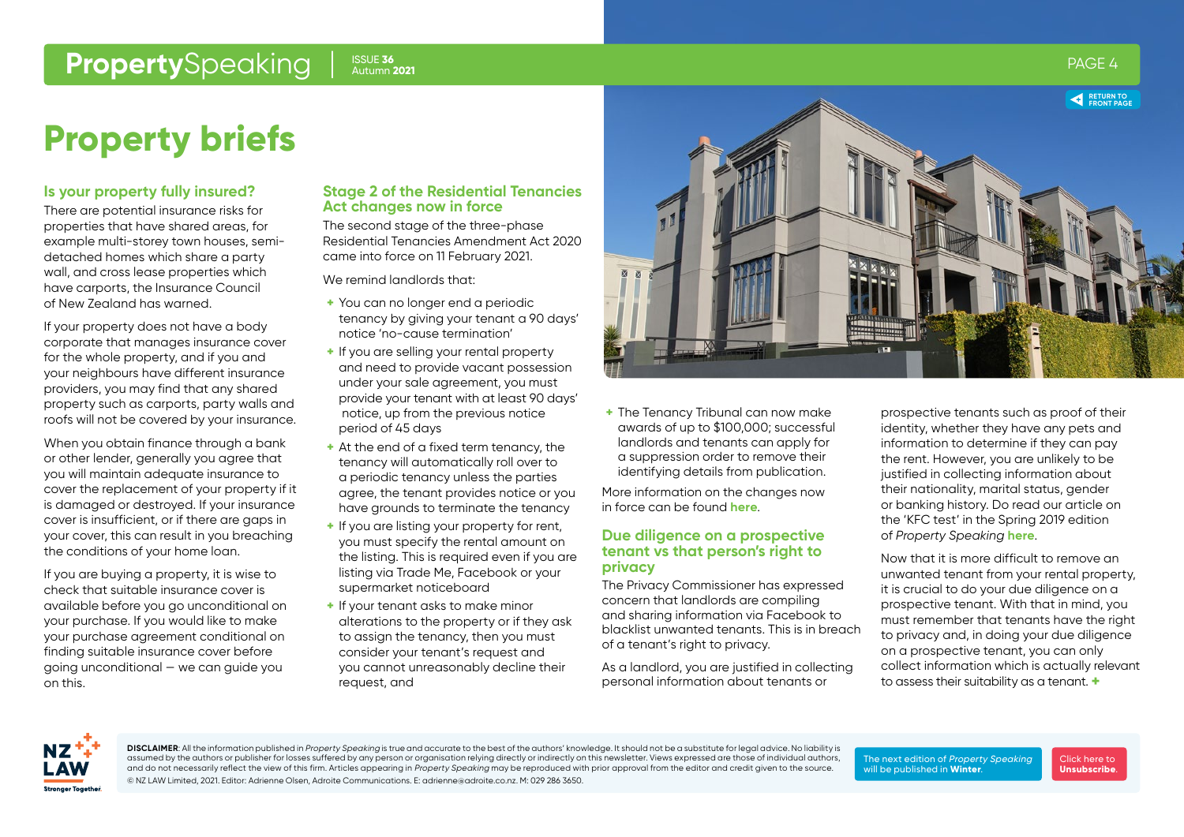# Property briefs

## Is your property fully insured?

There are potential insurance risks for properties that have shared areas, for example multi-storey town houses, semi-detached homes which share a party wall, and cross lease properties which have carports, the Insurance Council of New Zealand has warned.

If your property does not have a body corporate that manages insurance cover for the whole property, and if you and your neighbours have different insurance providers, you may find that any shared property such as carports, party walls and roofs will not be covered by your insurance.

When you obtain finance through a bank or other lender, generally you agree that you will maintain adequate insurance to cover the replacement of your property if it is damaged or destroyed. If your insurance cover is insufficient, or if there are gaps in your cover, this can result in you breaching the conditions of your home loan.

If you are buying a property, it is wise to check that suitable insurance cover is available before you go unconditional on your purchase. If you would like to make your purchase agreement conditional on finding suitable insurance cover before going unconditional — we can guide you on this.

## Stage 2 of the Residential Tenancies Act changes now in force

The second stage of the three-phase Residential Tenancies Amendment Act 2020 came into force on 11 February 2021.

We remind landlords that:

- You can no longer end a periodic tenancy by giving your tenant a 90 days' notice 'no-cause termination'
- If you are selling your rental property and need to provide vacant possession under your sale agreement, you must provide your tenant with at least 90 days' notice, up from the previous notice period of 45 days
- At the end of a fixed term tenancy, the tenancy will automatically roll over to a periodic tenancy unless the parties agree, the tenant provides notice or you have grounds to terminate the tenancy
- If you are listing your property for rent, you must specify the rental amount on the listing. This is required even if you are listing via Trade Me, Facebook or your supermarket noticeboard
- If your tenant asks to make minor alterations to the property or if they ask to assign the tenancy, then you must consider your tenant's request and you cannot unreasonably decline their request, and
- The Tenancy Tribunal can now make awards of up to $100,000; successful landlords and tenants can apply for a suppression order to remove their identifying details from publication.

More information on the changes now in force can be found **here**.

## Due diligence on a prospective tenant vs that person's right to privacy

The Privacy Commissioner has expressed concern that landlords are compiling and sharing information via Facebook to blacklist unwanted tenants. This is in breach of a tenant's right to privacy.

As a landlord, you are justified in collecting personal information about tenants or prospective tenants such as proof of their identity, whether they have any pets and information to determine if they can pay the rent. However, you are unlikely to be justified in collecting information about their nationality, marital status, gender or banking history. Do read our article on the 'KFC test' in the Spring 2019 edition of *Property Speaking* **here**.

Now that it is more difficult to remove an unwanted tenant from your rental property, it is crucial to do your due diligence on a prospective tenant. With that in mind, you must remember that tenants have the right to privacy and, in doing your due diligence on a prospective tenant, you can only collect information which is actually relevant to assess their suitability as a tenant. +

**DISCLAIMER**: All the information published in *Property Speaking* is true and accurate to the best of the authors' knowledge. It should not be a substitute for legal advice. No liability is assumed by the authors or publisher for losses suffered by any person or organisation relying directly or indirectly on this newsletter. Views expressed are those of individual authors, and do not necessarily reflect the view of this firm. Articles appearing in *Property Speaking* may be reproduced with prior approval from the editor and credit given to the source. © NZ LAW Limited, 2021. Editor: Adrienne Olsen, Adroite Communications. E: adrienne@adroite.co.nz. M: 029 286 3650.

The next edition of *Property Speaking* will be published in **Winter**.

Click here to **Unsubscribe**.